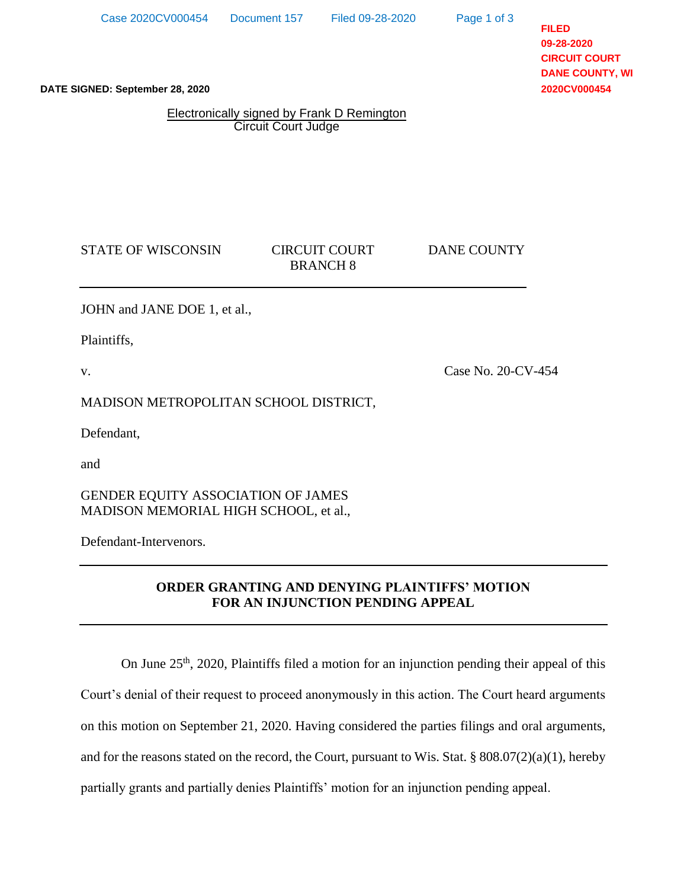DATE SIGNED: September 28, 2020

Electronically signed by Frank D Remington
Circuit Court Judge

STATE OF WISCONSIN — CIRCUIT COURT BRANCH 8 — DANE COUNTY

JOHN and JANE DOE 1, et al.,

Plaintiffs,

v. Case No. 20-CV-454

MADISON METROPOLITAN SCHOOL DISTRICT,

Defendant,

and

GENDER EQUITY ASSOCIATION OF JAMES MADISON MEMORIAL HIGH SCHOOL, et al.,

Defendant-Intervenors.

## ORDER GRANTING AND DENYING PLAINTIFFS' MOTION FOR AN INJUNCTION PENDING APPEAL

On June 25th, 2020, Plaintiffs filed a motion for an injunction pending their appeal of this Court's denial of their request to proceed anonymously in this action. The Court heard arguments on this motion on September 21, 2020. Having considered the parties filings and oral arguments, and for the reasons stated on the record, the Court, pursuant to Wis. Stat. § 808.07(2)(a)(1), hereby partially grants and partially denies Plaintiffs' motion for an injunction pending appeal.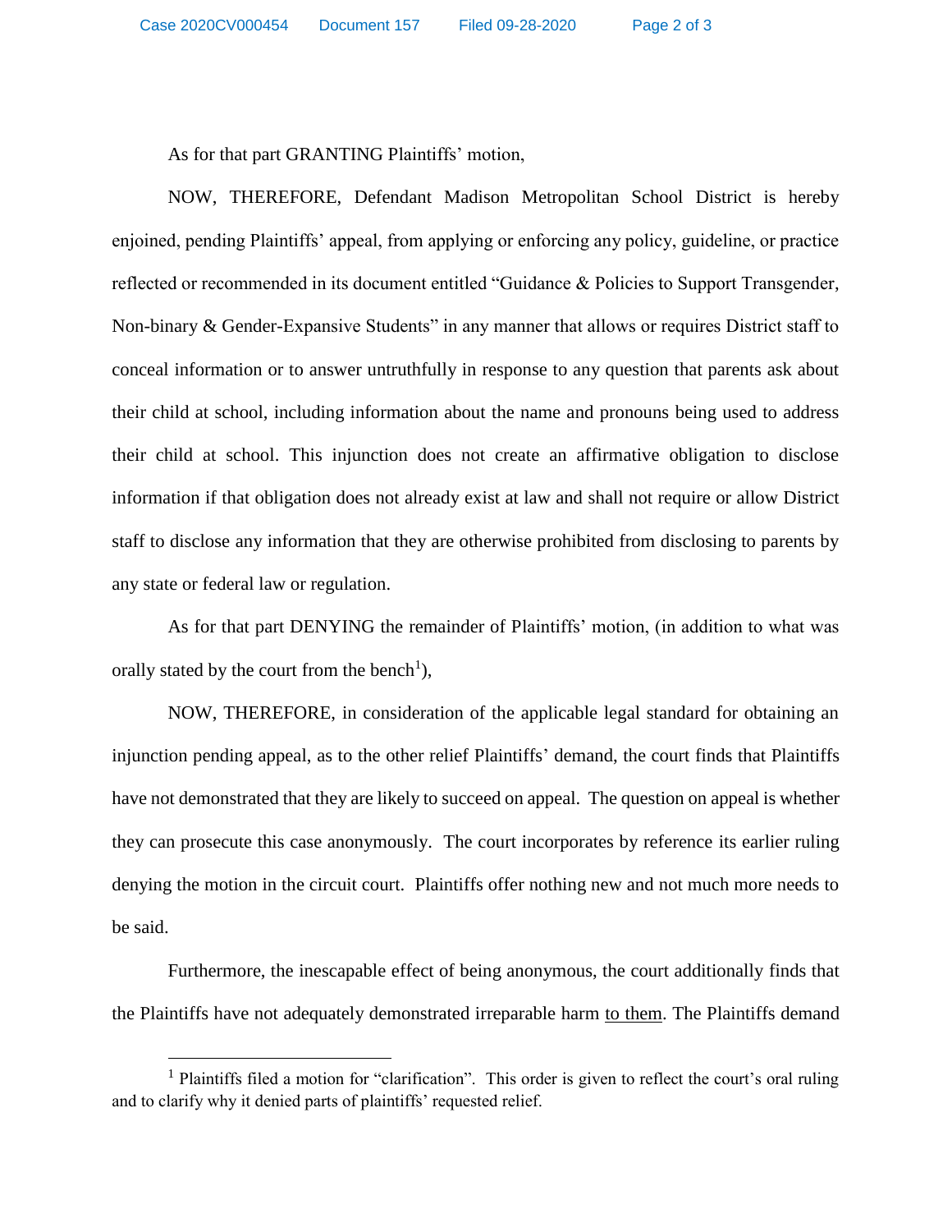As for that part GRANTING Plaintiffs' motion,

NOW, THEREFORE, Defendant Madison Metropolitan School District is hereby enjoined, pending Plaintiffs' appeal, from applying or enforcing any policy, guideline, or practice reflected or recommended in its document entitled "Guidance & Policies to Support Transgender, Non-binary & Gender-Expansive Students" in any manner that allows or requires District staff to conceal information or to answer untruthfully in response to any question that parents ask about their child at school, including information about the name and pronouns being used to address their child at school. This injunction does not create an affirmative obligation to disclose information if that obligation does not already exist at law and shall not require or allow District staff to disclose any information that they are otherwise prohibited from disclosing to parents by any state or federal law or regulation.

As for that part DENYING the remainder of Plaintiffs' motion, (in addition to what was orally stated by the court from the bench[1]),

NOW, THEREFORE, in consideration of the applicable legal standard for obtaining an injunction pending appeal, as to the other relief Plaintiffs' demand, the court finds that Plaintiffs have not demonstrated that they are likely to succeed on appeal. The question on appeal is whether they can prosecute this case anonymously. The court incorporates by reference its earlier ruling denying the motion in the circuit court. Plaintiffs offer nothing new and not much more needs to be said.

Furthermore, the inescapable effect of being anonymous, the court additionally finds that the Plaintiffs have not adequately demonstrated irreparable harm <u>to them</u>. The Plaintiffs demand

---

[1] Plaintiffs filed a motion for "clarification". This order is given to reflect the court's oral ruling and to clarify why it denied parts of plaintiffs' requested relief.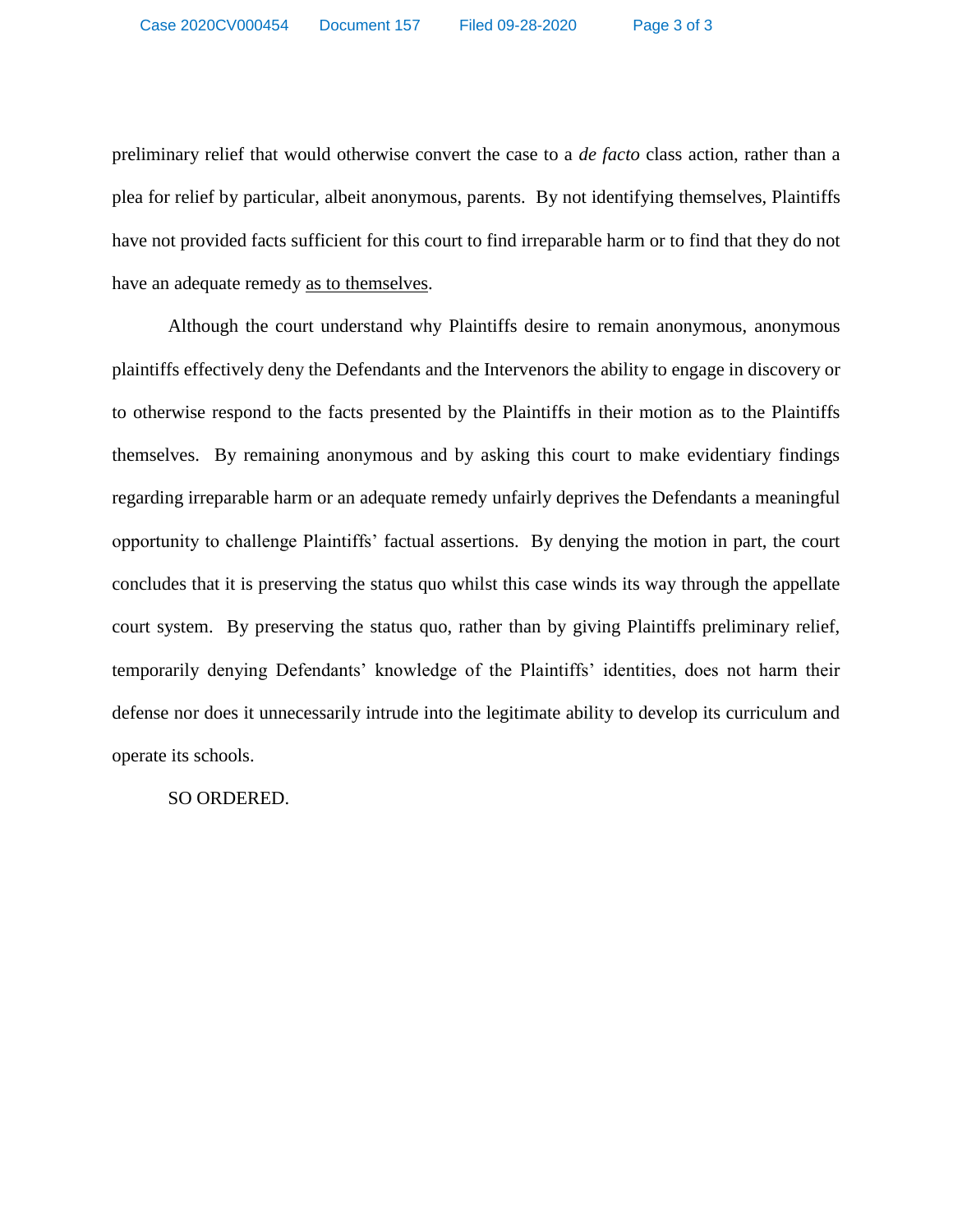preliminary relief that would otherwise convert the case to a *de facto* class action, rather than a plea for relief by particular, albeit anonymous, parents. By not identifying themselves, Plaintiffs have not provided facts sufficient for this court to find irreparable harm or to find that they do not have an adequate remedy <u>as to themselves</u>.

Although the court understand why Plaintiffs desire to remain anonymous, anonymous plaintiffs effectively deny the Defendants and the Intervenors the ability to engage in discovery or to otherwise respond to the facts presented by the Plaintiffs in their motion as to the Plaintiffs themselves. By remaining anonymous and by asking this court to make evidentiary findings regarding irreparable harm or an adequate remedy unfairly deprives the Defendants a meaningful opportunity to challenge Plaintiffs' factual assertions. By denying the motion in part, the court concludes that it is preserving the status quo whilst this case winds its way through the appellate court system. By preserving the status quo, rather than by giving Plaintiffs preliminary relief, temporarily denying Defendants' knowledge of the Plaintiffs' identities, does not harm their defense nor does it unnecessarily intrude into the legitimate ability to develop its curriculum and operate its schools.

SO ORDERED.